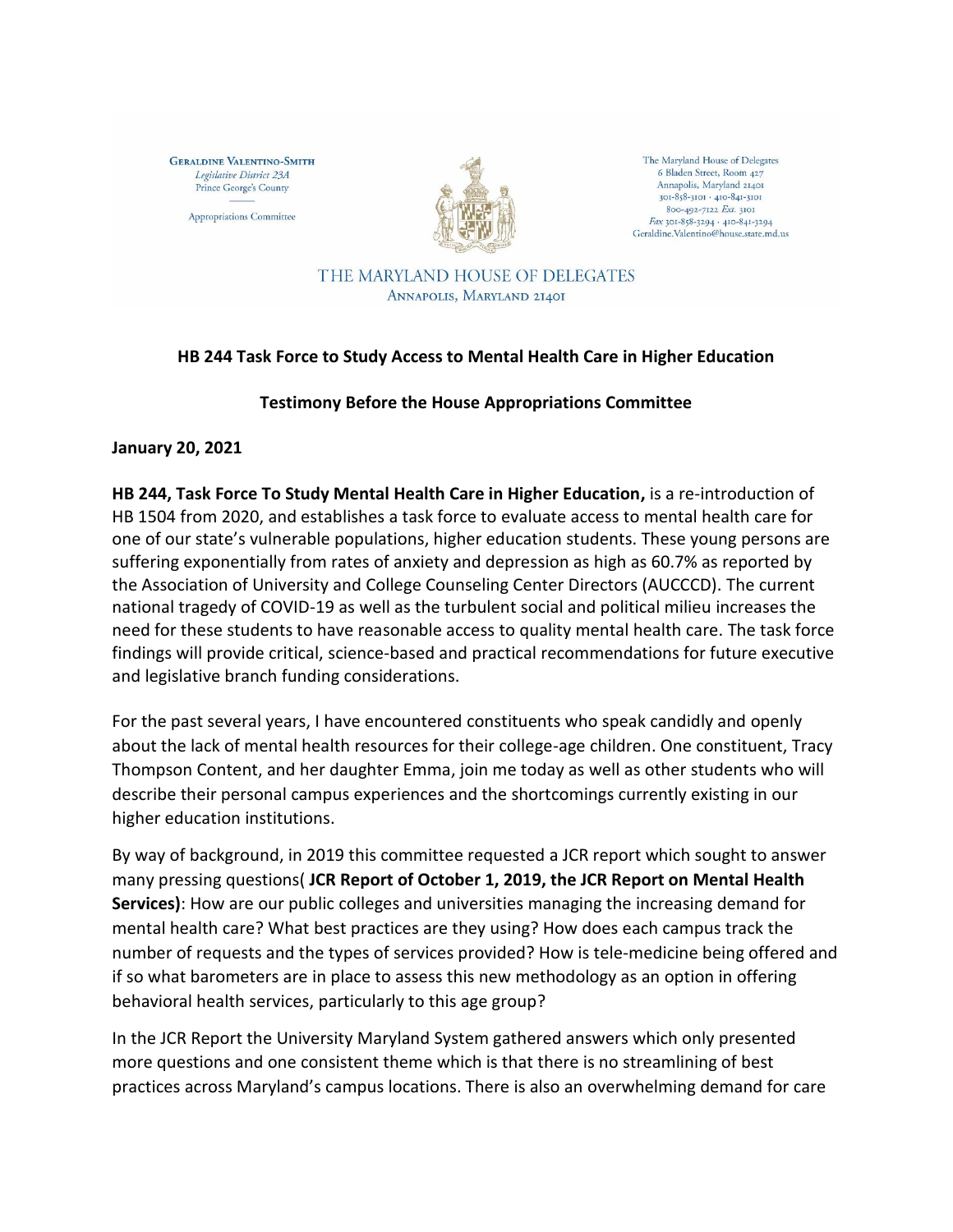**GERALDINE VALENTINO-SMITH**
*Legislative District 23A*
Prince George's County

Appropriations Committee

The Maryland House of Delegates
6 Bladen Street, Room 427
Annapolis, Maryland 21401
301-858-3101 · 410-841-3101
800-492-7122 *Ext.* 3101
*Fax* 301-858-3294 · 410-841-3294
Geraldine.Valentino@house.state.md.us

THE MARYLAND HOUSE OF DELEGATES
ANNAPOLIS, MARYLAND 21401

**HB 244 Task Force to Study Access to Mental Health Care in Higher Education**

**Testimony Before the House Appropriations Committee**

**January 20, 2021**

**HB 244, Task Force To Study Mental Health Care in Higher Education,** is a re-introduction of HB 1504 from 2020, and establishes a task force to evaluate access to mental health care for one of our state's vulnerable populations, higher education students. These young persons are suffering exponentially from rates of anxiety and depression as high as 60.7% as reported by the Association of University and College Counseling Center Directors (AUCCCD). The current national tragedy of COVID-19 as well as the turbulent social and political milieu increases the need for these students to have reasonable access to quality mental health care. The task force findings will provide critical, science-based and practical recommendations for future executive and legislative branch funding considerations.

For the past several years, I have encountered constituents who speak candidly and openly about the lack of mental health resources for their college-age children. One constituent, Tracy Thompson Content, and her daughter Emma, join me today as well as other students who will describe their personal campus experiences and the shortcomings currently existing in our higher education institutions.

By way of background, in 2019 this committee requested a JCR report which sought to answer many pressing questions( **JCR Report of October 1, 2019, the JCR Report on Mental Health Services)**: How are our public colleges and universities managing the increasing demand for mental health care? What best practices are they using? How does each campus track the number of requests and the types of services provided? How is tele-medicine being offered and if so what barometers are in place to assess this new methodology as an option in offering behavioral health services, particularly to this age group?

In the JCR Report the University Maryland System gathered answers which only presented more questions and one consistent theme which is that there is no streamlining of best practices across Maryland's campus locations. There is also an overwhelming demand for care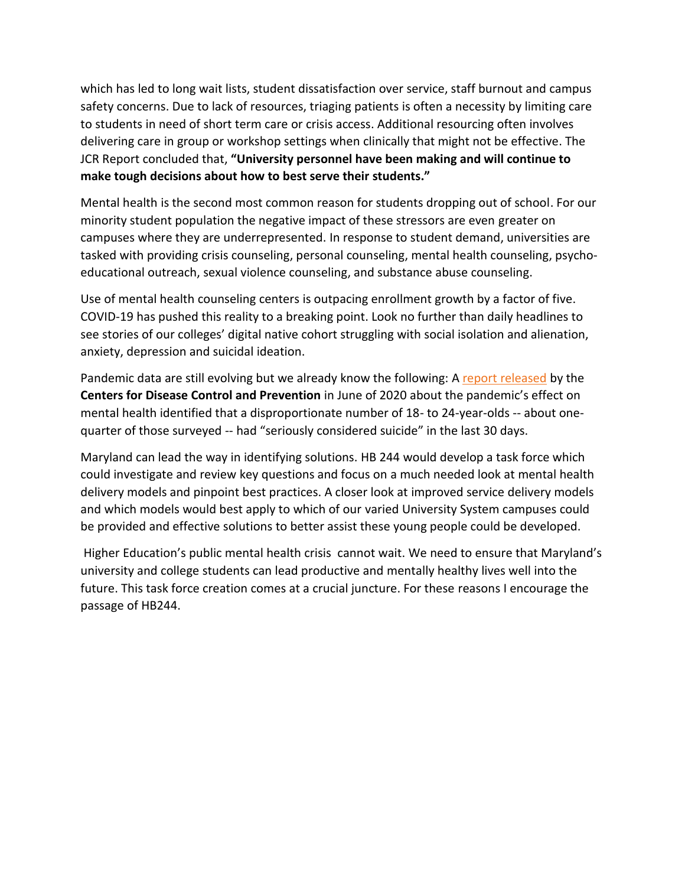which has led to long wait lists, student dissatisfaction over service, staff burnout and campus safety concerns. Due to lack of resources, triaging patients is often a necessity by limiting care to students in need of short term care or crisis access. Additional resourcing often involves delivering care in group or workshop settings when clinically that might not be effective. The JCR Report concluded that, **"University personnel have been making and will continue to make tough decisions about how to best serve their students."**

Mental health is the second most common reason for students dropping out of school. For our minority student population the negative impact of these stressors are even greater on campuses where they are underrepresented. In response to student demand, universities are tasked with providing crisis counseling, personal counseling, mental health counseling, psycho-educational outreach, sexual violence counseling, and substance abuse counseling.

Use of mental health counseling centers is outpacing enrollment growth by a factor of five. COVID-19 has pushed this reality to a breaking point. Look no further than daily headlines to see stories of our colleges' digital native cohort struggling with social isolation and alienation, anxiety, depression and suicidal ideation.

Pandemic data are still evolving but we already know the following: A report released by the **Centers for Disease Control and Prevention** in June of 2020 about the pandemic's effect on mental health identified that a disproportionate number of 18- to 24-year-olds -- about one-quarter of those surveyed -- had "seriously considered suicide" in the last 30 days.

Maryland can lead the way in identifying solutions. HB 244 would develop a task force which could investigate and review key questions and focus on a much needed look at mental health delivery models and pinpoint best practices. A closer look at improved service delivery models and which models would best apply to which of our varied University System campuses could be provided and effective solutions to better assist these young people could be developed.

Higher Education's public mental health crisis cannot wait. We need to ensure that Maryland's university and college students can lead productive and mentally healthy lives well into the future. This task force creation comes at a crucial juncture. For these reasons I encourage the passage of HB244.